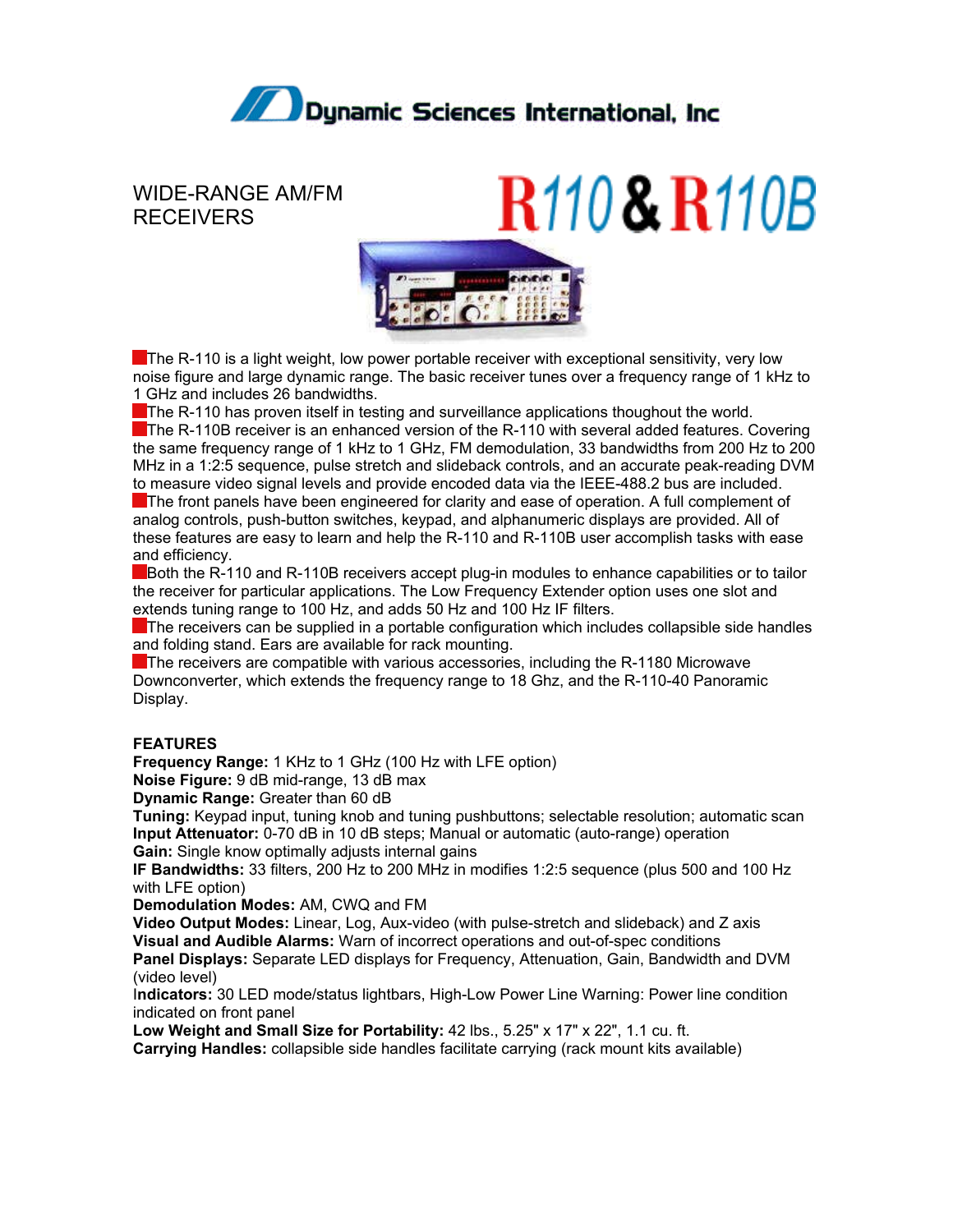# Dynamic Sciences International, Inc

## WIDE-RANGE AM/FM RECEIVERS

# R110 & R110B

The R-110 is a light weight, low power portable receiver with exceptional sensitivity, very low noise figure and large dynamic range. The basic receiver tunes over a frequency range of 1 kHz to 1 GHz and includes 26 bandwidths.

The R-110 has proven itself in testing and surveillance applications thoughout the world.

The R-110B receiver is an enhanced version of the R-110 with several added features. Covering the same frequency range of 1 kHz to 1 GHz, FM demodulation, 33 bandwidths from 200 Hz to 200 MHz in a 1:2:5 sequence, pulse stretch and slideback controls, and an accurate peak-reading DVM to measure video signal levels and provide encoded data via the IEEE-488.2 bus are included.

The front panels have been engineered for clarity and ease of operation. A full complement of analog controls, push-button switches, keypad, and alphanumeric displays are provided. All of these features are easy to learn and help the R-110 and R-110B user accomplish tasks with ease and efficiency.

Both the R-110 and R-110B receivers accept plug-in modules to enhance capabilities or to tailor the receiver for particular applications. The Low Frequency Extender option uses one slot and extends tuning range to 100 Hz, and adds 50 Hz and 100 Hz IF filters.

The receivers can be supplied in a portable configuration which includes collapsible side handles and folding stand. Ears are available for rack mounting.

The receivers are compatible with various accessories, including the R-1180 Microwave Downconverter, which extends the frequency range to 18 Ghz, and the R-110-40 Panoramic Display.

**FEATURES**

**Frequency Range:** 1 KHz to 1 GHz (100 Hz with LFE option)
**Noise Figure:** 9 dB mid-range, 13 dB max
**Dynamic Range:** Greater than 60 dB
**Tuning:** Keypad input, tuning knob and tuning pushbuttons; selectable resolution; automatic scan
**Input Attenuator:** 0-70 dB in 10 dB steps; Manual or automatic (auto-range) operation
**Gain:** Single know optimally adjusts internal gains
**IF Bandwidths:** 33 filters, 200 Hz to 200 MHz in modifies 1:2:5 sequence (plus 500 and 100 Hz with LFE option)
**Demodulation Modes:** AM, CWQ and FM
**Video Output Modes:** Linear, Log, Aux-video (with pulse-stretch and slideback) and Z axis
**Visual and Audible Alarms:** Warn of incorrect operations and out-of-spec conditions
**Panel Displays:** Separate LED displays for Frequency, Attenuation, Gain, Bandwidth and DVM (video level)
**Indicators:** 30 LED mode/status lightbars, High-Low Power Line Warning: Power line condition indicated on front panel
**Low Weight and Small Size for Portability:** 42 lbs., 5.25" x 17" x 22", 1.1 cu. ft.
**Carrying Handles:** collapsible side handles facilitate carrying (rack mount kits available)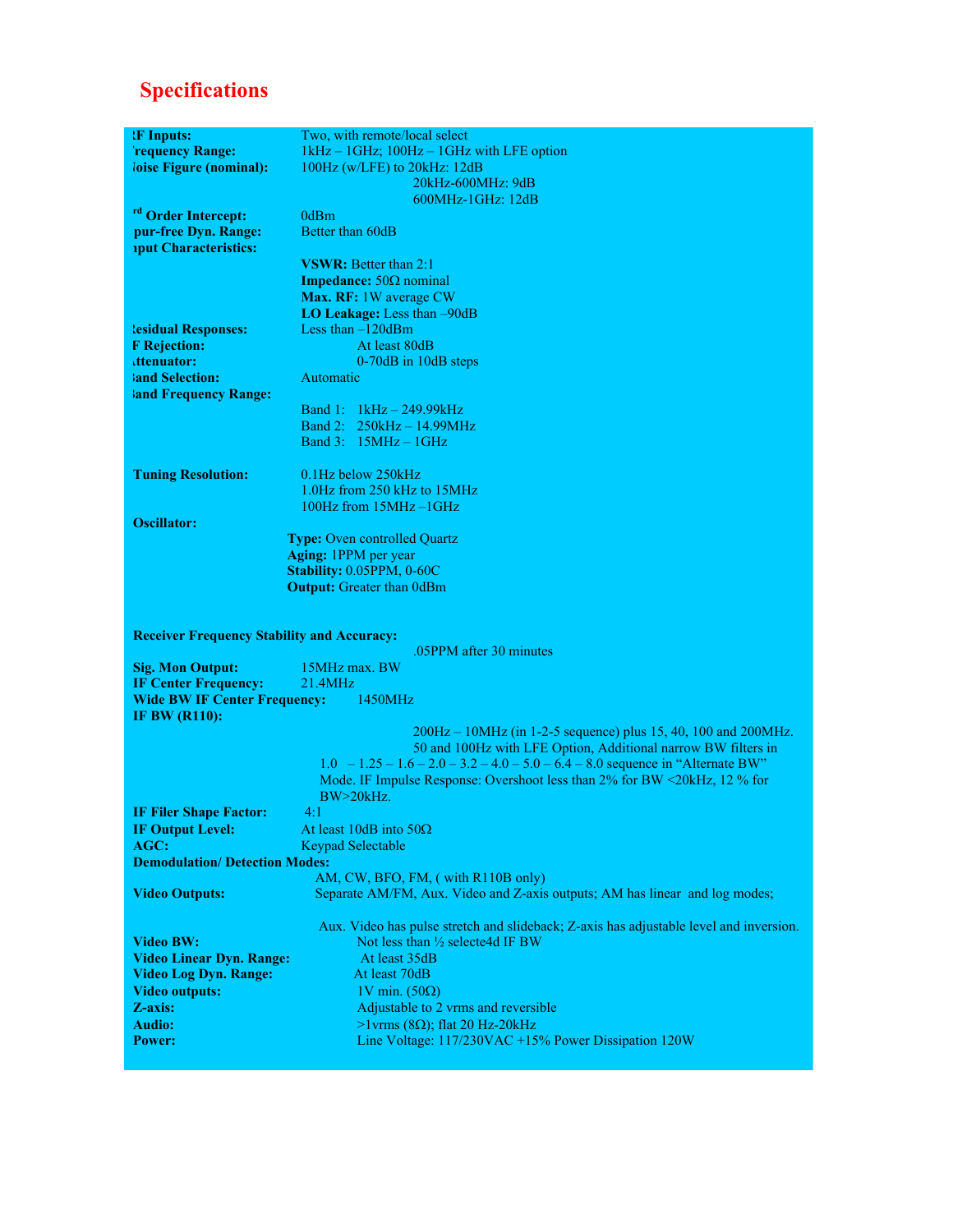## Specifications

| | |
|---|---|
| **RF Inputs:** | Two, with remote/local select |
| **Frequency Range:** | 1kHz – 1GHz; 100Hz – 1GHz with LFE option |
| **Noise Figure (nominal):** | 100Hz (w/LFE) to 20kHz: 12dB<br>20kHz-600MHz: 9dB<br>600MHz-1GHz: 12dB |
| **3rd Order Intercept:** | 0dBm |
| **Spur-free Dyn. Range:** | Better than 60dB |
| **Input Characteristics:** | **VSWR:** Better than 2:1<br>**Impedance:** 50Ω nominal<br>**Max. RF:** 1W average CW<br>**LO Leakage:** Less than –90dB |
| **Residual Responses:** | Less than –120dBm |
| **IF Rejection:** | At least 80dB |
| **Attenuator:** | 0-70dB in 10dB steps |
| **Band Selection:** | Automatic |
| **Band Frequency Range:** | Band 1: 1kHz – 249.99kHz<br>Band 2: 250kHz – 14.99MHz<br>Band 3: 15MHz – 1GHz |
| **Tuning Resolution:** | 0.1Hz below 250kHz<br>1.0Hz from 250 kHz to 15MHz<br>100Hz from 15MHz –1GHz |
| **Oscillator:** | **Type:** Oven controlled Quartz<br>**Aging:** 1PPM per year<br>**Stability:** 0.05PPM, 0-60C<br>**Output:** Greater than 0dBm |
| **Receiver Frequency Stability and Accuracy:** | .05PPM after 30 minutes |
| **Sig. Mon Output:** | 15MHz max. BW |
| **IF Center Frequency:** | 21.4MHz |
| **Wide BW IF Center Frequency:** | 1450MHz |
| **IF BW (R110):** | 200Hz – 10MHz (in 1-2-5 sequence) plus 15, 40, 100 and 200MHz. 50 and 100Hz with LFE Option, Additional narrow BW filters in 1.0 – 1.25 – 1.6 – 2.0 – 3.2 – 4.0 – 5.0 – 6.4 – 8.0 sequence in "Alternate BW" Mode. IF Impulse Response: Overshoot less than 2% for BW <20kHz, 12 % for BW>20kHz. |
| **IF Filer Shape Factor:** | 4:1 |
| **IF Output Level:** | At least 10dB into 50Ω |
| **AGC:** | Keypad Selectable |
| **Demodulation/ Detection Modes:** | AM, CW, BFO, FM, ( with R110B only) |
| **Video Outputs:** | Separate AM/FM, Aux. Video and Z-axis outputs; AM has linear and log modes;<br>Aux. Video has pulse stretch and slideback; Z-axis has adjustable level and inversion. |
| **Video BW:** | Not less than ½ selecte4d IF BW |
| **Video Linear Dyn. Range:** | At least 35dB |
| **Video Log Dyn. Range:** | At least 70dB |
| **Video outputs:** | 1V min. (50Ω) |
| **Z-axis:** | Adjustable to 2 vrms and reversible |
| **Audio:** | >1vrms (8Ω); flat 20 Hz-20kHz |
| **Power:** | Line Voltage: 117/230VAC +15% Power Dissipation 120W |